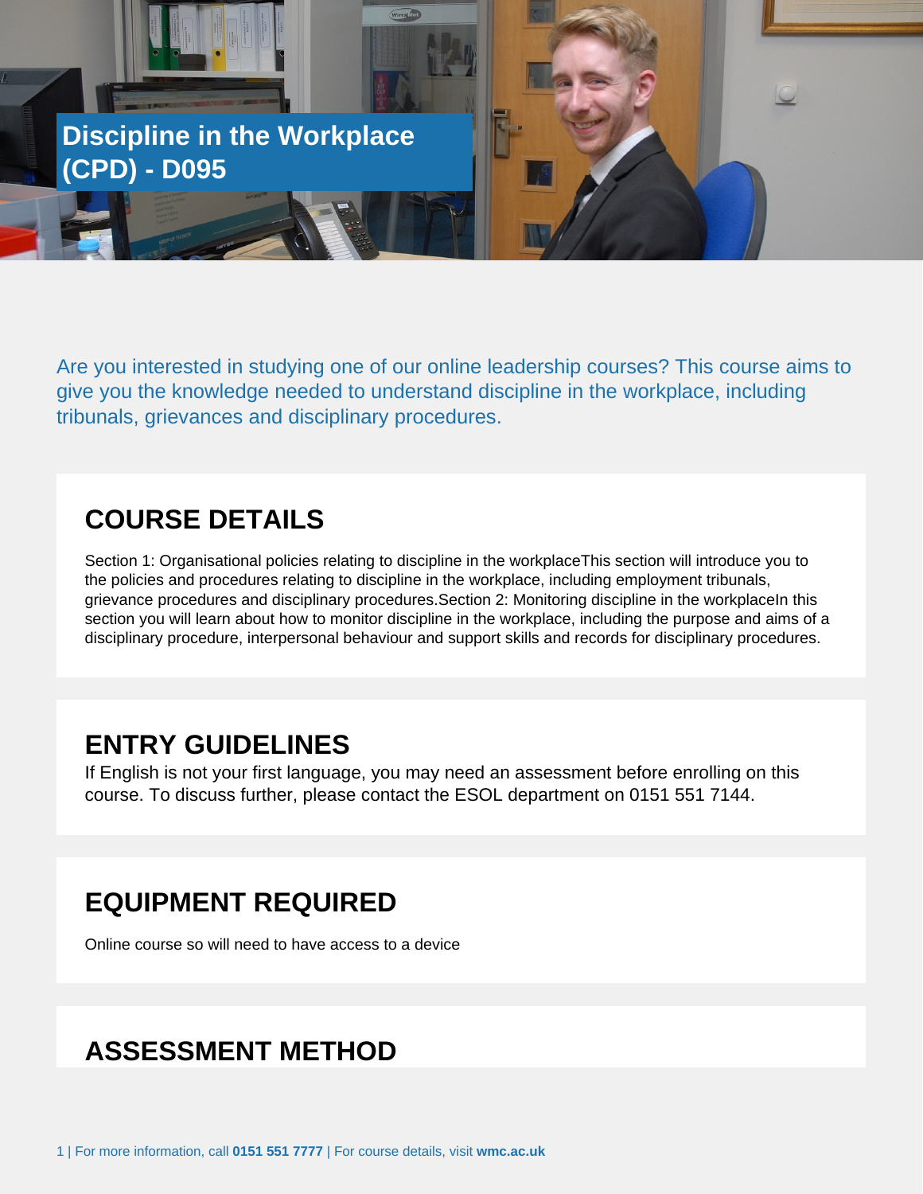# Discipline in the Workplace (CPD) - D095

Are you interested in studying one of our online leadership courses? This course aims to give you the knowledge needed to understand discipline in the workplace, including tribunals, grievances and disciplinary procedures.

## COURSE DETAILS

Section 1: Organisational policies relating to discipline in the workplaceThis section will introduce you to the policies and procedures relating to discipline in the workplace, including employment tribunals, grievance procedures and disciplinary procedures.Section 2: Monitoring discipline in the workplaceIn this section you will learn about how to monitor discipline in the workplace, including the purpose and aims of a disciplinary procedure, interpersonal behaviour and support skills and records for disciplinary procedures.

## ENTRY GUIDELINES

If English is not your first language, you may need an assessment before enrolling on this course. To discuss further, please contact the ESOL department on 0151 551 7144.

## EQUIPMENT REQUIRED

Online course so will need to have access to a device

## ASSESSMENT METHOD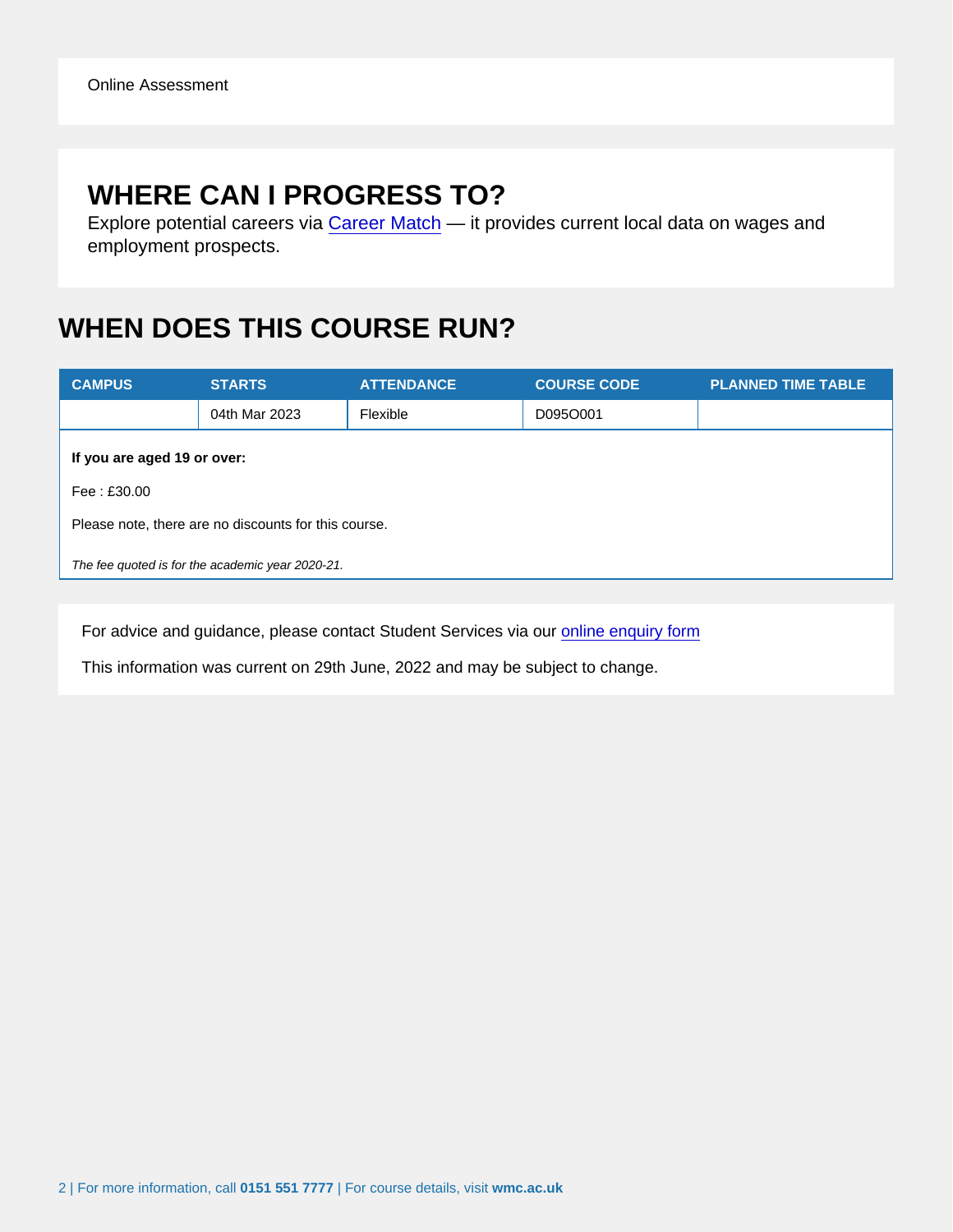Online Assessment

## WHERE CAN I PROGRESS TO?

Explore potential careers via Career Match — it provides current local data on wages and employment prospects.

## WHEN DOES THIS COURSE RUN?

| CAMPUS | STARTS | ATTENDANCE | COURSE CODE | PLANNED TIME TABLE |
| --- | --- | --- | --- | --- |
| | 04th Mar 2023 | Flexible | D095O001 | |

**If you are aged 19 or over:**

Fee : £30.00

Please note, there are no discounts for this course.

*The fee quoted is for the academic year 2020-21.*

For advice and guidance, please contact Student Services via our online enquiry form

This information was current on 29th June, 2022 and may be subject to change.